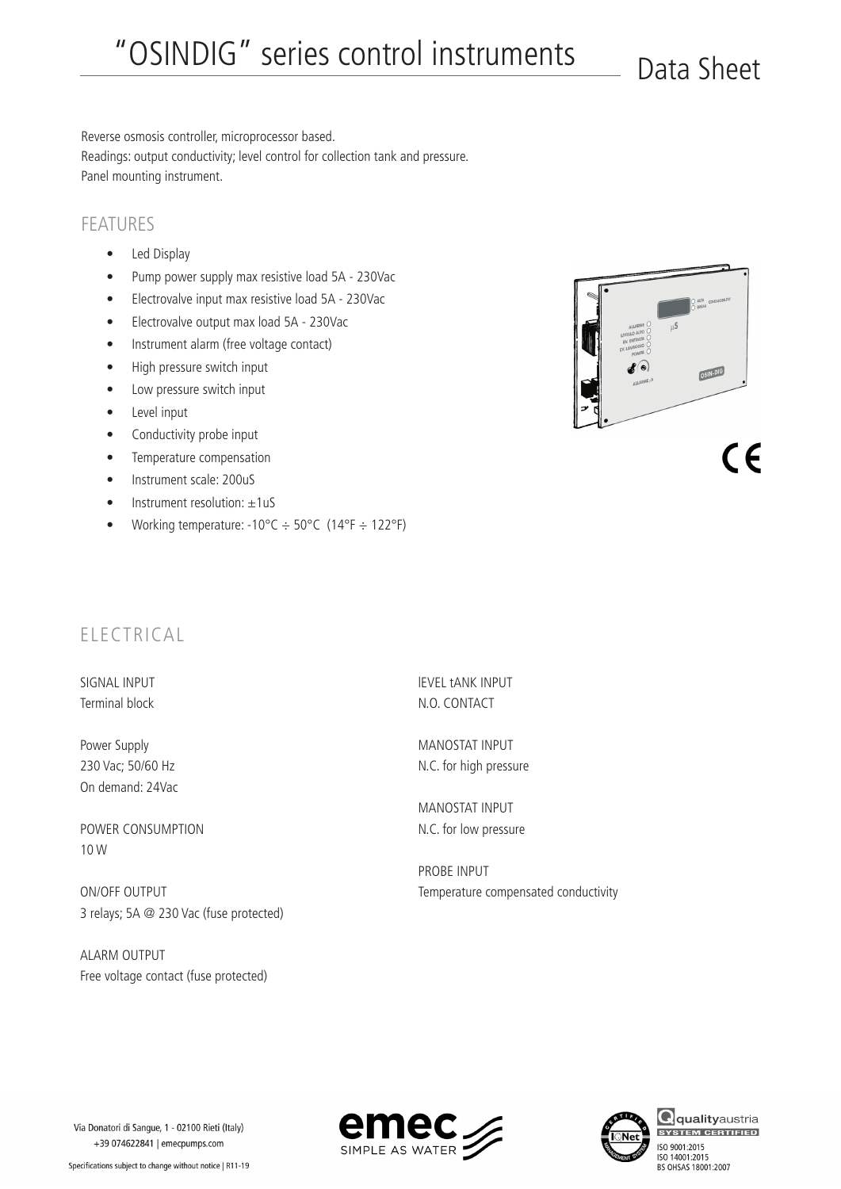# "OSINDIG" series control instruments

Data Sheet

Reverse osmosis controller, microprocessor based.
Readings: output conductivity; level control for collection tank and pressure.
Panel mounting instrument.

## FEATURES

- Led Display
- Pump power supply max resistive load 5A - 230Vac
- Electrovalve input max resistive load 5A - 230Vac
- Electrovalve output max load 5A - 230Vac
- Instrument alarm (free voltage contact)
- High pressure switch input
- Low pressure switch input
- Level input
- Conductivity probe input
- Temperature compensation
- Instrument scale: 200uS
- Instrument resolution: ±1uS
- Working temperature: -10°C ÷ 50°C (14°F ÷ 122°F)

## ELECTRICAL

SIGNAL INPUT
Terminal block

Power Supply
230 Vac; 50/60 Hz
On demand: 24Vac

POWER CONSUMPTION
10 W

ON/OFF OUTPUT
3 relays; 5A @ 230 Vac (fuse protected)

ALARM OUTPUT
Free voltage contact (fuse protected)

lEVEL tANK INPUT
N.O. CONTACT

MANOSTAT INPUT
N.C. for high pressure

MANOSTAT INPUT
N.C. for low pressure

PROBE INPUT
Temperature compensated conductivity

Via Donatori di Sangue, 1 - 02100 Rieti (Italy)
+39 074622841 | emecpumps.com

Specifications subject to change without notice | R11-19

ISO 9001:2015
ISO 14001:2015
BS OHSAS 18001:2007